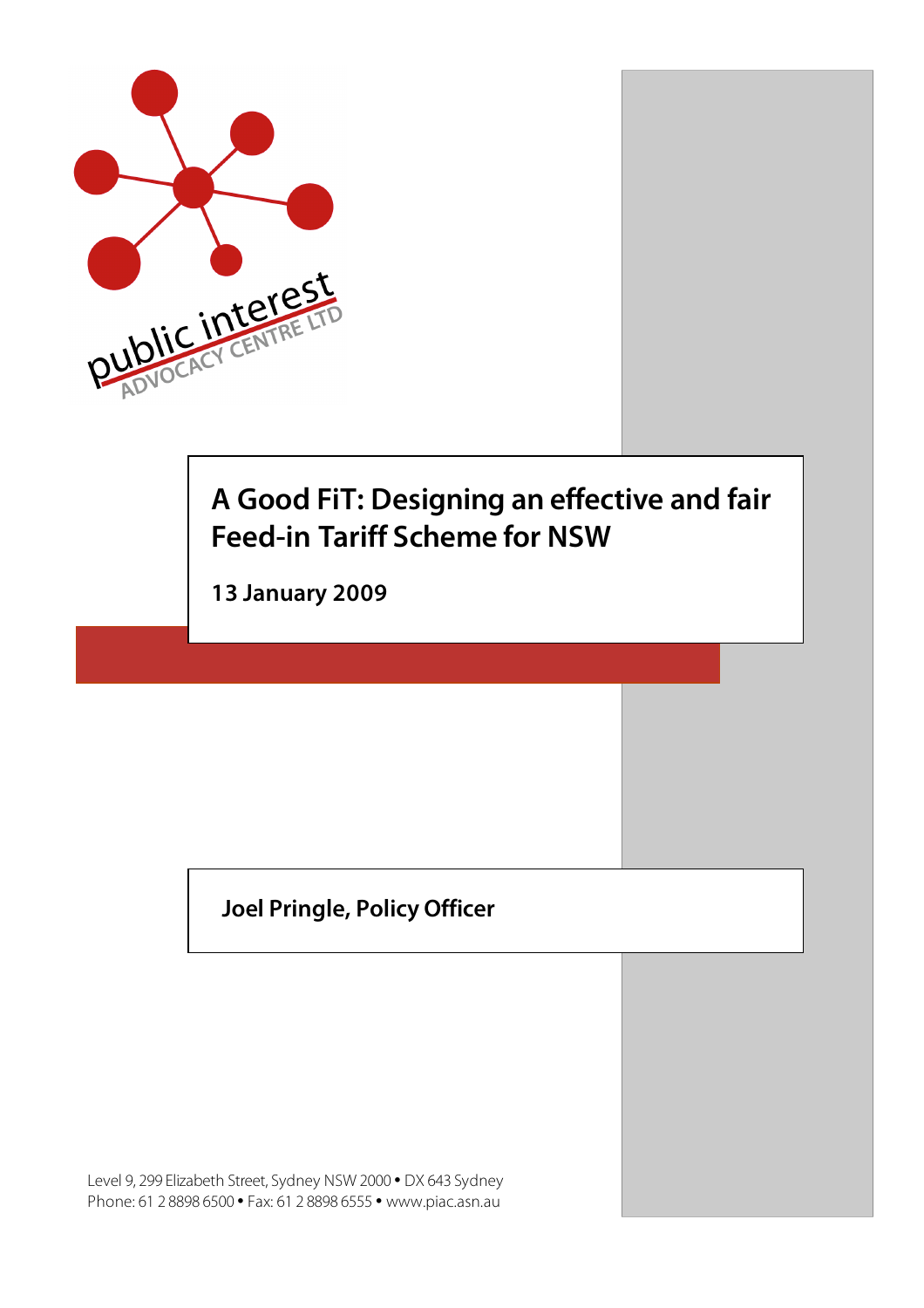public interest
ADVOCACY CENTRE LTD

# A Good FiT: Designing an effective and fair Feed-in Tariff Scheme for NSW

**13 January 2009**

**Joel Pringle, Policy Officer**

Level 9, 299 Elizabeth Street, Sydney NSW 2000 • DX 643 Sydney
Phone: 61 2 8898 6500 • Fax: 61 2 8898 6555 • www.piac.asn.au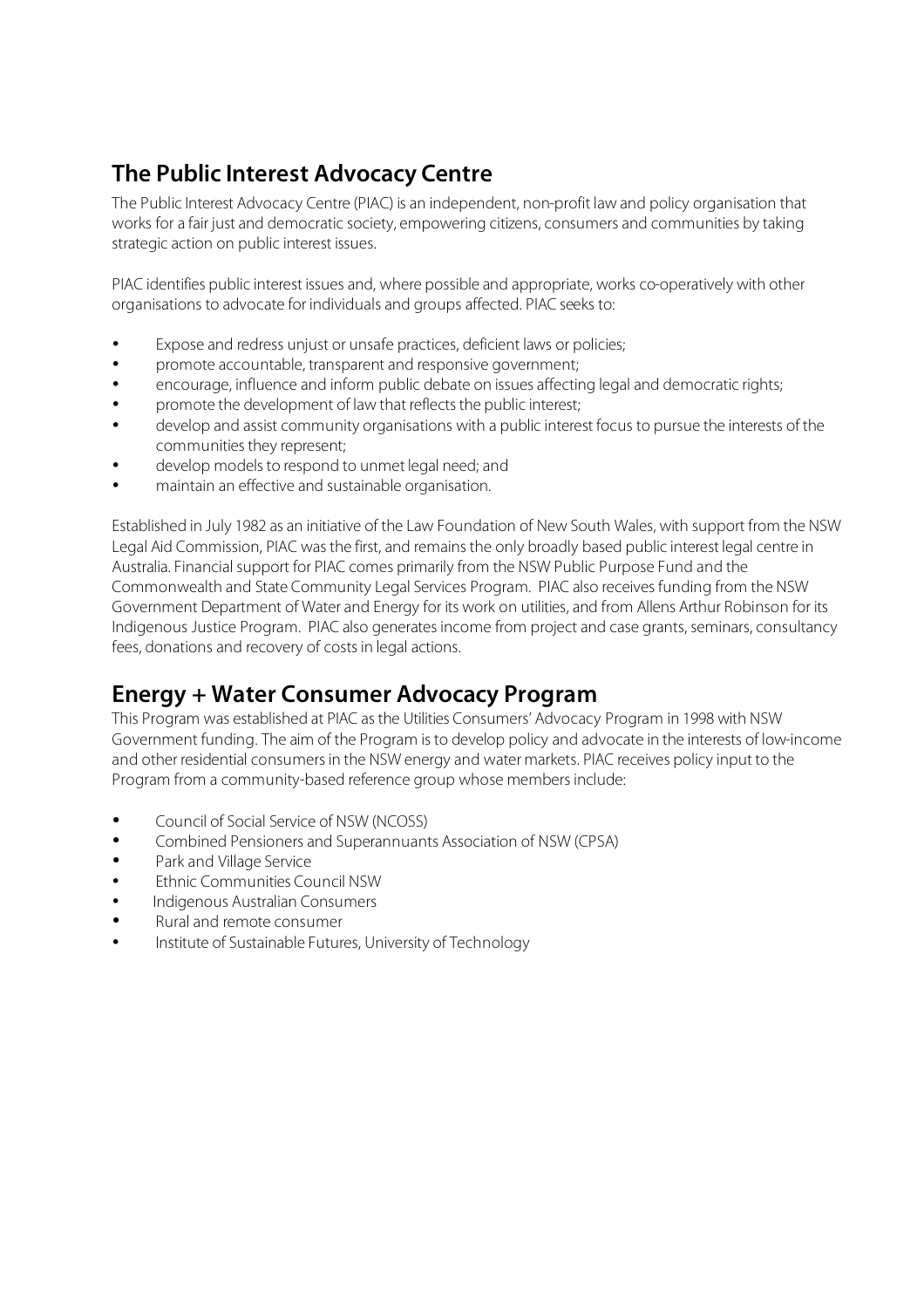## The Public Interest Advocacy Centre

The Public Interest Advocacy Centre (PIAC) is an independent, non-profit law and policy organisation that works for a fair just and democratic society, empowering citizens, consumers and communities by taking strategic action on public interest issues.

PIAC identifies public interest issues and, where possible and appropriate, works co-operatively with other organisations to advocate for individuals and groups affected. PIAC seeks to:

- Expose and redress unjust or unsafe practices, deficient laws or policies;
- promote accountable, transparent and responsive government;
- encourage, influence and inform public debate on issues affecting legal and democratic rights;
- promote the development of law that reflects the public interest;
- develop and assist community organisations with a public interest focus to pursue the interests of the communities they represent;
- develop models to respond to unmet legal need; and
- maintain an effective and sustainable organisation.

Established in July 1982 as an initiative of the Law Foundation of New South Wales, with support from the NSW Legal Aid Commission, PIAC was the first, and remains the only broadly based public interest legal centre in Australia. Financial support for PIAC comes primarily from the NSW Public Purpose Fund and the Commonwealth and State Community Legal Services Program. PIAC also receives funding from the NSW Government Department of Water and Energy for its work on utilities, and from Allens Arthur Robinson for its Indigenous Justice Program. PIAC also generates income from project and case grants, seminars, consultancy fees, donations and recovery of costs in legal actions.

## Energy + Water Consumer Advocacy Program

This Program was established at PIAC as the Utilities Consumers' Advocacy Program in 1998 with NSW Government funding. The aim of the Program is to develop policy and advocate in the interests of low-income and other residential consumers in the NSW energy and water markets. PIAC receives policy input to the Program from a community-based reference group whose members include:

- Council of Social Service of NSW (NCOSS)
- Combined Pensioners and Superannuants Association of NSW (CPSA)
- Park and Village Service
- Ethnic Communities Council NSW
- Indigenous Australian Consumers
- Rural and remote consumer
- Institute of Sustainable Futures, University of Technology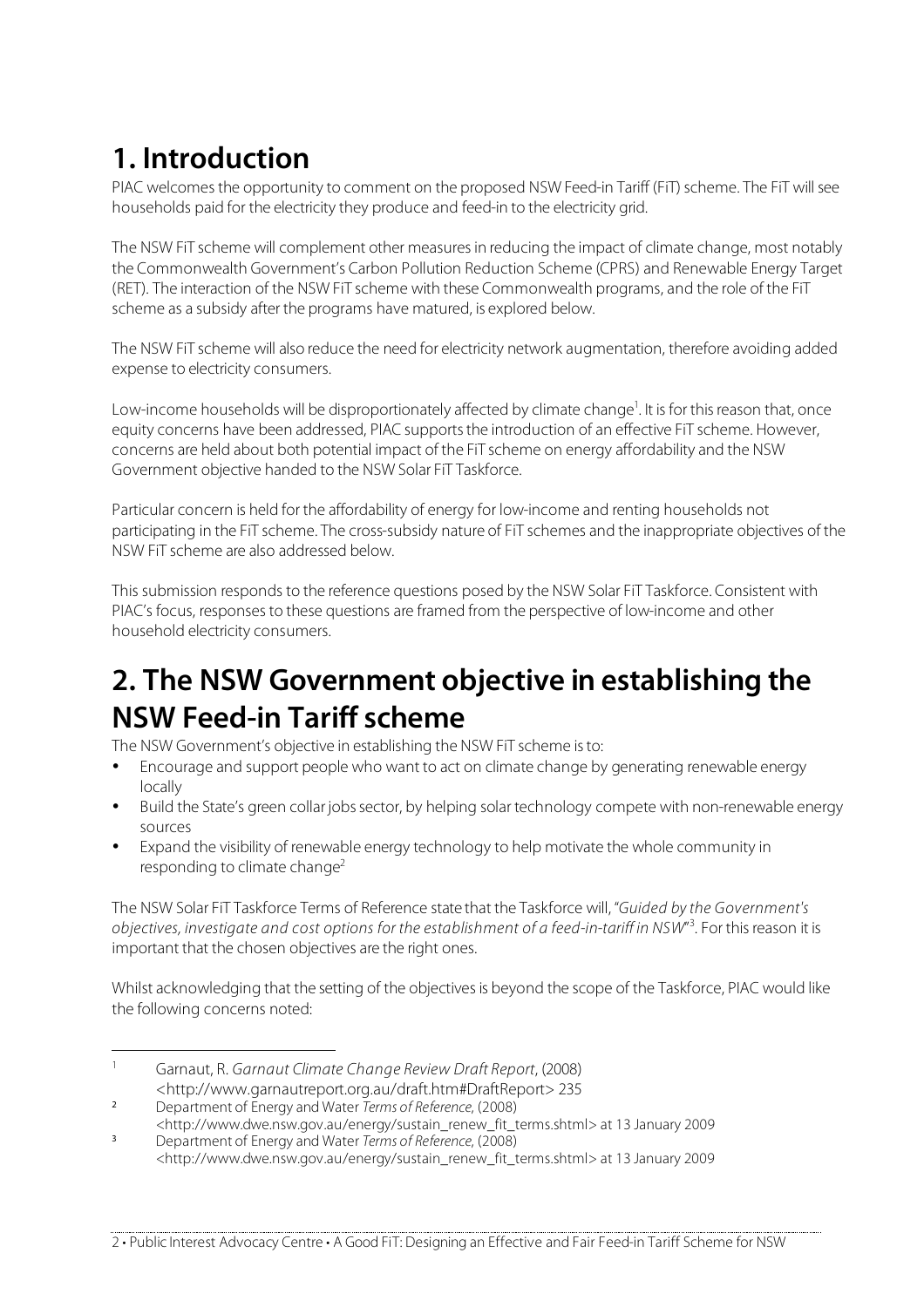# 1. Introduction

PIAC welcomes the opportunity to comment on the proposed NSW Feed-in Tariff (FiT) scheme. The FiT will see households paid for the electricity they produce and feed-in to the electricity grid.

The NSW FiT scheme will complement other measures in reducing the impact of climate change, most notably the Commonwealth Government's Carbon Pollution Reduction Scheme (CPRS) and Renewable Energy Target (RET). The interaction of the NSW FiT scheme with these Commonwealth programs, and the role of the FiT scheme as a subsidy after the programs have matured, is explored below.

The NSW FiT scheme will also reduce the need for electricity network augmentation, therefore avoiding added expense to electricity consumers.

Low-income households will be disproportionately affected by climate change[1]. It is for this reason that, once equity concerns have been addressed, PIAC supports the introduction of an effective FiT scheme. However, concerns are held about both potential impact of the FiT scheme on energy affordability and the NSW Government objective handed to the NSW Solar FiT Taskforce.

Particular concern is held for the affordability of energy for low-income and renting households not participating in the FiT scheme. The cross-subsidy nature of FiT schemes and the inappropriate objectives of the NSW FiT scheme are also addressed below.

This submission responds to the reference questions posed by the NSW Solar FiT Taskforce. Consistent with PIAC's focus, responses to these questions are framed from the perspective of low-income and other household electricity consumers.

# 2. The NSW Government objective in establishing the NSW Feed-in Tariff scheme

The NSW Government's objective in establishing the NSW FiT scheme is to:

- Encourage and support people who want to act on climate change by generating renewable energy locally
- Build the State's green collar jobs sector, by helping solar technology compete with non-renewable energy sources
- Expand the visibility of renewable energy technology to help motivate the whole community in responding to climate change[2]

The NSW Solar FiT Taskforce Terms of Reference state that the Taskforce will, "*Guided by the Government's objectives, investigate and cost options for the establishment of a feed-in-tariff in NSW*"[3]. For this reason it is important that the chosen objectives are the right ones.

Whilst acknowledging that the setting of the objectives is beyond the scope of the Taskforce, PIAC would like the following concerns noted:

---

[1] Garnaut, R. *Garnaut Climate Change Review Draft Report*, (2008) <http://www.garnautreport.org.au/draft.htm#DraftReport> 235

[2] Department of Energy and Water *Terms of Reference*, (2008) <http://www.dwe.nsw.gov.au/energy/sustain_renew_fit_terms.shtml> at 13 January 2009

[3] Department of Energy and Water *Terms of Reference*, (2008) <http://www.dwe.nsw.gov.au/energy/sustain_renew_fit_terms.shtml> at 13 January 2009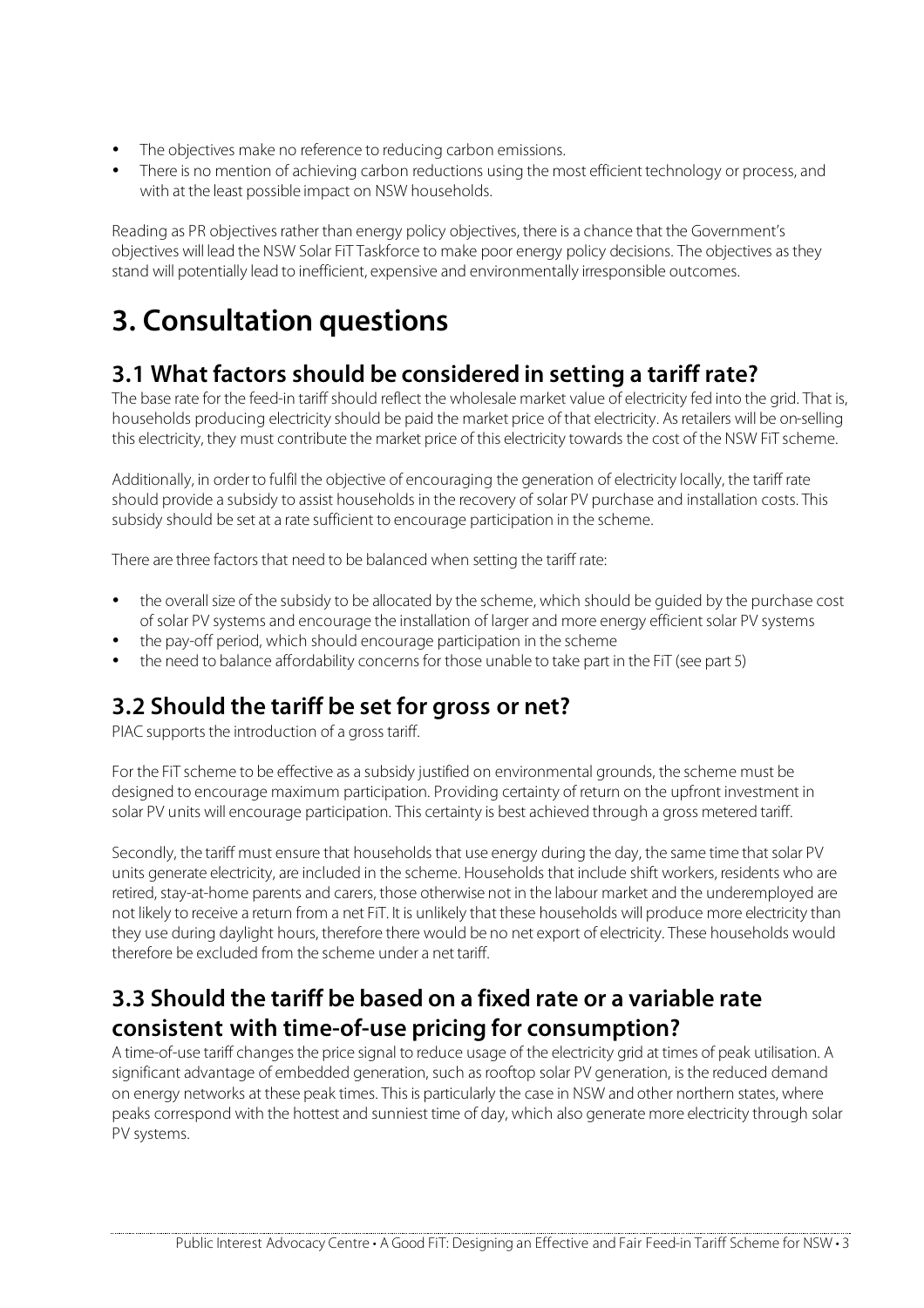- The objectives make no reference to reducing carbon emissions.
- There is no mention of achieving carbon reductions using the most efficient technology or process, and with at the least possible impact on NSW households.

Reading as PR objectives rather than energy policy objectives, there is a chance that the Government's objectives will lead the NSW Solar FiT Taskforce to make poor energy policy decisions. The objectives as they stand will potentially lead to inefficient, expensive and environmentally irresponsible outcomes.

# 3. Consultation questions

## 3.1 What factors should be considered in setting a tariff rate?

The base rate for the feed-in tariff should reflect the wholesale market value of electricity fed into the grid. That is, households producing electricity should be paid the market price of that electricity. As retailers will be on-selling this electricity, they must contribute the market price of this electricity towards the cost of the NSW FiT scheme.

Additionally, in order to fulfil the objective of encouraging the generation of electricity locally, the tariff rate should provide a subsidy to assist households in the recovery of solar PV purchase and installation costs. This subsidy should be set at a rate sufficient to encourage participation in the scheme.

There are three factors that need to be balanced when setting the tariff rate:

- the overall size of the subsidy to be allocated by the scheme, which should be guided by the purchase cost of solar PV systems and encourage the installation of larger and more energy efficient solar PV systems
- the pay-off period, which should encourage participation in the scheme
- the need to balance affordability concerns for those unable to take part in the FiT (see part 5)

## 3.2 Should the tariff be set for gross or net?

PIAC supports the introduction of a gross tariff.

For the FiT scheme to be effective as a subsidy justified on environmental grounds, the scheme must be designed to encourage maximum participation. Providing certainty of return on the upfront investment in solar PV units will encourage participation. This certainty is best achieved through a gross metered tariff.

Secondly, the tariff must ensure that households that use energy during the day, the same time that solar PV units generate electricity, are included in the scheme. Households that include shift workers, residents who are retired, stay-at-home parents and carers, those otherwise not in the labour market and the underemployed are not likely to receive a return from a net FiT. It is unlikely that these households will produce more electricity than they use during daylight hours, therefore there would be no net export of electricity. These households would therefore be excluded from the scheme under a net tariff.

## 3.3 Should the tariff be based on a fixed rate or a variable rate consistent with time-of-use pricing for consumption?

A time-of-use tariff changes the price signal to reduce usage of the electricity grid at times of peak utilisation. A significant advantage of embedded generation, such as rooftop solar PV generation, is the reduced demand on energy networks at these peak times. This is particularly the case in NSW and other northern states, where peaks correspond with the hottest and sunniest time of day, which also generate more electricity through solar PV systems.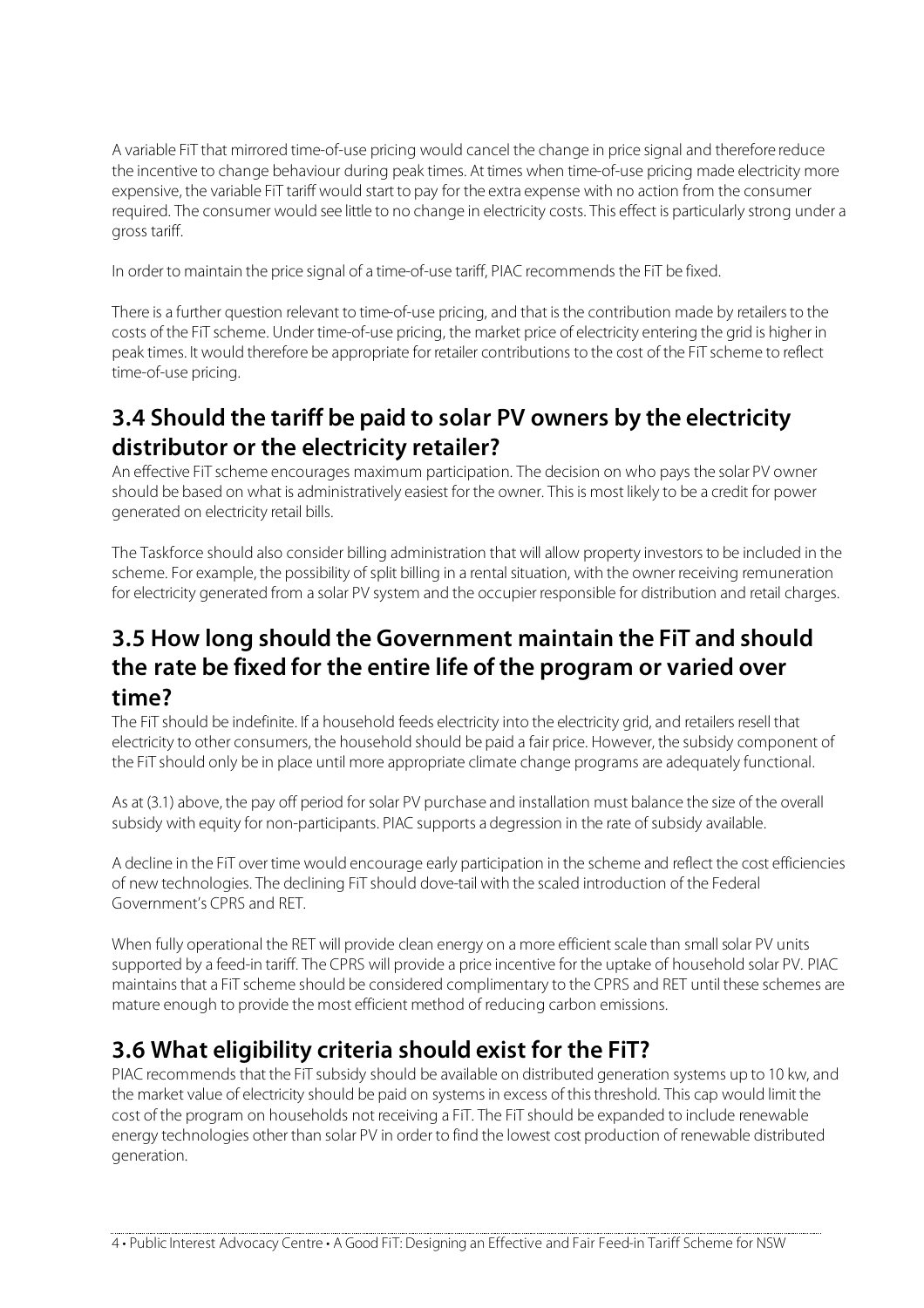A variable FiT that mirrored time-of-use pricing would cancel the change in price signal and therefore reduce the incentive to change behaviour during peak times. At times when time-of-use pricing made electricity more expensive, the variable FiT tariff would start to pay for the extra expense with no action from the consumer required. The consumer would see little to no change in electricity costs. This effect is particularly strong under a gross tariff.

In order to maintain the price signal of a time-of-use tariff, PIAC recommends the FiT be fixed.

There is a further question relevant to time-of-use pricing, and that is the contribution made by retailers to the costs of the FiT scheme. Under time-of-use pricing, the market price of electricity entering the grid is higher in peak times. It would therefore be appropriate for retailer contributions to the cost of the FiT scheme to reflect time-of-use pricing.

## 3.4 Should the tariff be paid to solar PV owners by the electricity distributor or the electricity retailer?

An effective FiT scheme encourages maximum participation. The decision on who pays the solar PV owner should be based on what is administratively easiest for the owner. This is most likely to be a credit for power generated on electricity retail bills.

The Taskforce should also consider billing administration that will allow property investors to be included in the scheme. For example, the possibility of split billing in a rental situation, with the owner receiving remuneration for electricity generated from a solar PV system and the occupier responsible for distribution and retail charges.

## 3.5 How long should the Government maintain the FiT and should the rate be fixed for the entire life of the program or varied over time?

The FiT should be indefinite. If a household feeds electricity into the electricity grid, and retailers resell that electricity to other consumers, the household should be paid a fair price. However, the subsidy component of the FiT should only be in place until more appropriate climate change programs are adequately functional.

As at (3.1) above, the pay off period for solar PV purchase and installation must balance the size of the overall subsidy with equity for non-participants. PIAC supports a degression in the rate of subsidy available.

A decline in the FiT over time would encourage early participation in the scheme and reflect the cost efficiencies of new technologies. The declining FiT should dove-tail with the scaled introduction of the Federal Government's CPRS and RET.

When fully operational the RET will provide clean energy on a more efficient scale than small solar PV units supported by a feed-in tariff. The CPRS will provide a price incentive for the uptake of household solar PV. PIAC maintains that a FiT scheme should be considered complimentary to the CPRS and RET until these schemes are mature enough to provide the most efficient method of reducing carbon emissions.

## 3.6 What eligibility criteria should exist for the FiT?

PIAC recommends that the FiT subsidy should be available on distributed generation systems up to 10 kw, and the market value of electricity should be paid on systems in excess of this threshold. This cap would limit the cost of the program on households not receiving a FiT. The FiT should be expanded to include renewable energy technologies other than solar PV in order to find the lowest cost production of renewable distributed generation.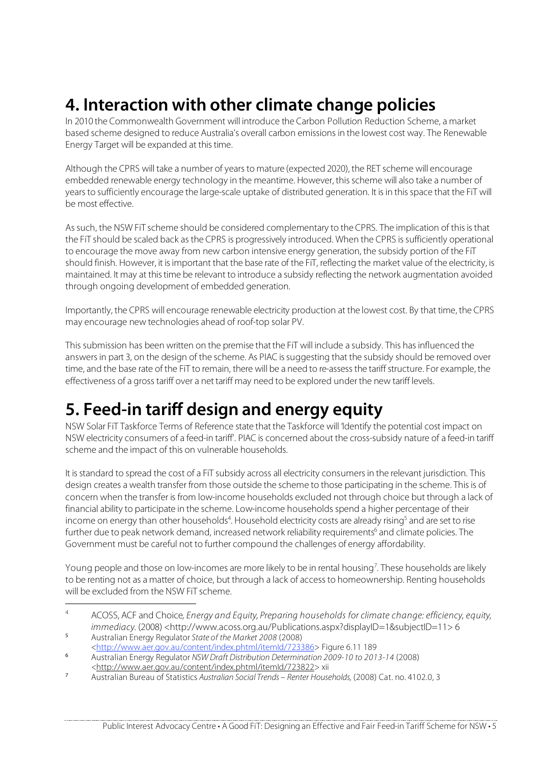# 4. Interaction with other climate change policies

In 2010 the Commonwealth Government will introduce the Carbon Pollution Reduction Scheme, a market based scheme designed to reduce Australia's overall carbon emissions in the lowest cost way. The Renewable Energy Target will be expanded at this time.

Although the CPRS will take a number of years to mature (expected 2020), the RET scheme will encourage embedded renewable energy technology in the meantime. However, this scheme will also take a number of years to sufficiently encourage the large-scale uptake of distributed generation. It is in this space that the FiT will be most effective.

As such, the NSW FiT scheme should be considered complementary to the CPRS. The implication of this is that the FiT should be scaled back as the CPRS is progressively introduced. When the CPRS is sufficiently operational to encourage the move away from new carbon intensive energy generation, the subsidy portion of the FiT should finish. However, it is important that the base rate of the FiT, reflecting the market value of the electricity, is maintained. It may at this time be relevant to introduce a subsidy reflecting the network augmentation avoided through ongoing development of embedded generation.

Importantly, the CPRS will encourage renewable electricity production at the lowest cost. By that time, the CPRS may encourage new technologies ahead of roof-top solar PV.

This submission has been written on the premise that the FiT will include a subsidy. This has influenced the answers in part 3, on the design of the scheme. As PIAC is suggesting that the subsidy should be removed over time, and the base rate of the FiT to remain, there will be a need to re-assess the tariff structure. For example, the effectiveness of a gross tariff over a net tariff may need to be explored under the new tariff levels.

# 5. Feed-in tariff design and energy equity

NSW Solar FiT Taskforce Terms of Reference state that the Taskforce will 'Identify the potential cost impact on NSW electricity consumers of a feed-in tariff'. PIAC is concerned about the cross-subsidy nature of a feed-in tariff scheme and the impact of this on vulnerable households.

It is standard to spread the cost of a FiT subsidy across all electricity consumers in the relevant jurisdiction. This design creates a wealth transfer from those outside the scheme to those participating in the scheme. This is of concern when the transfer is from low-income households excluded not through choice but through a lack of financial ability to participate in the scheme. Low-income households spend a higher percentage of their income on energy than other households[4]. Household electricity costs are already rising[5] and are set to rise further due to peak network demand, increased network reliability requirements[6] and climate policies. The Government must be careful not to further compound the challenges of energy affordability.

Young people and those on low-incomes are more likely to be in rental housing[7]. These households are likely to be renting not as a matter of choice, but through a lack of access to homeownership. Renting households will be excluded from the NSW FiT scheme.

---

[4] ACOSS, ACF and Choice, *Energy and Equity, Preparing households for climate change: efficiency, equity, immediacy.* (2008) <http://www.acoss.org.au/Publications.aspx?displayID=1&subjectID=11> 6

[5] Australian Energy Regulator *State of the Market 2008* (2008) <http://www.aer.gov.au/content/index.phtml/itemId/723386> Figure 6.11 189

[6] Australian Energy Regulator *NSW Draft Distribution Determination 2009-10 to 2013-14* (2008) <http://www.aer.gov.au/content/index.phtml/itemId/723822> xii

[7] Australian Bureau of Statistics *Australian Social Trends – Renter Households,* (2008) Cat. no. 4102.0, 3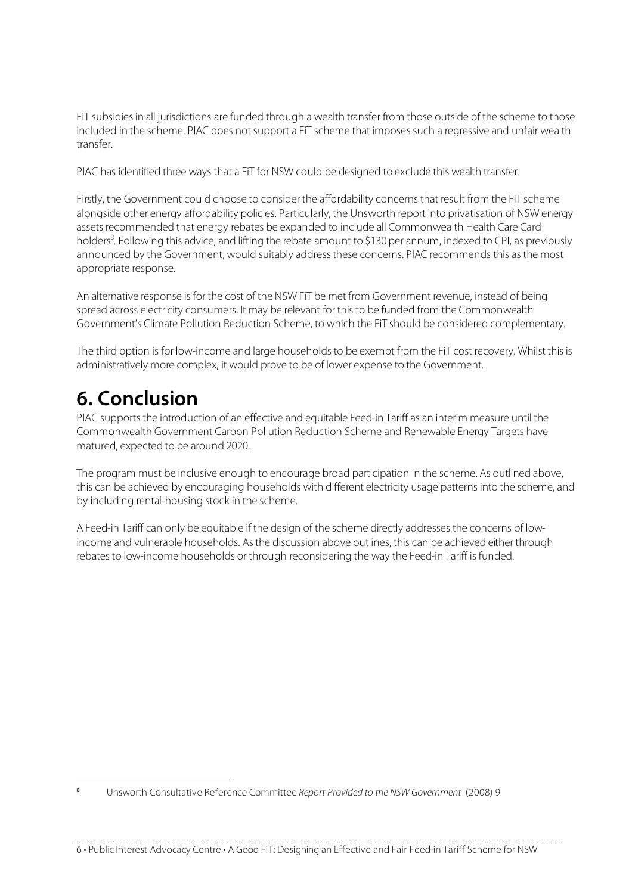FiT subsidies in all jurisdictions are funded through a wealth transfer from those outside of the scheme to those included in the scheme. PIAC does not support a FiT scheme that imposes such a regressive and unfair wealth transfer.

PIAC has identified three ways that a FiT for NSW could be designed to exclude this wealth transfer.

Firstly, the Government could choose to consider the affordability concerns that result from the FiT scheme alongside other energy affordability policies. Particularly, the Unsworth report into privatisation of NSW energy assets recommended that energy rebates be expanded to include all Commonwealth Health Care Card holders[8]. Following this advice, and lifting the rebate amount to $130 per annum, indexed to CPI, as previously announced by the Government, would suitably address these concerns. PIAC recommends this as the most appropriate response.

An alternative response is for the cost of the NSW FiT be met from Government revenue, instead of being spread across electricity consumers. It may be relevant for this to be funded from the Commonwealth Government's Climate Pollution Reduction Scheme, to which the FiT should be considered complementary.

The third option is for low-income and large households to be exempt from the FiT cost recovery. Whilst this is administratively more complex, it would prove to be of lower expense to the Government.

# 6. Conclusion

PIAC supports the introduction of an effective and equitable Feed-in Tariff as an interim measure until the Commonwealth Government Carbon Pollution Reduction Scheme and Renewable Energy Targets have matured, expected to be around 2020.

The program must be inclusive enough to encourage broad participation in the scheme. As outlined above, this can be achieved by encouraging households with different electricity usage patterns into the scheme, and by including rental-housing stock in the scheme.

A Feed-in Tariff can only be equitable if the design of the scheme directly addresses the concerns of low-income and vulnerable households. As the discussion above outlines, this can be achieved either through rebates to low-income households or through reconsidering the way the Feed-in Tariff is funded.

---

[8] Unsworth Consultative Reference Committee *Report Provided to the NSW Government* (2008) 9